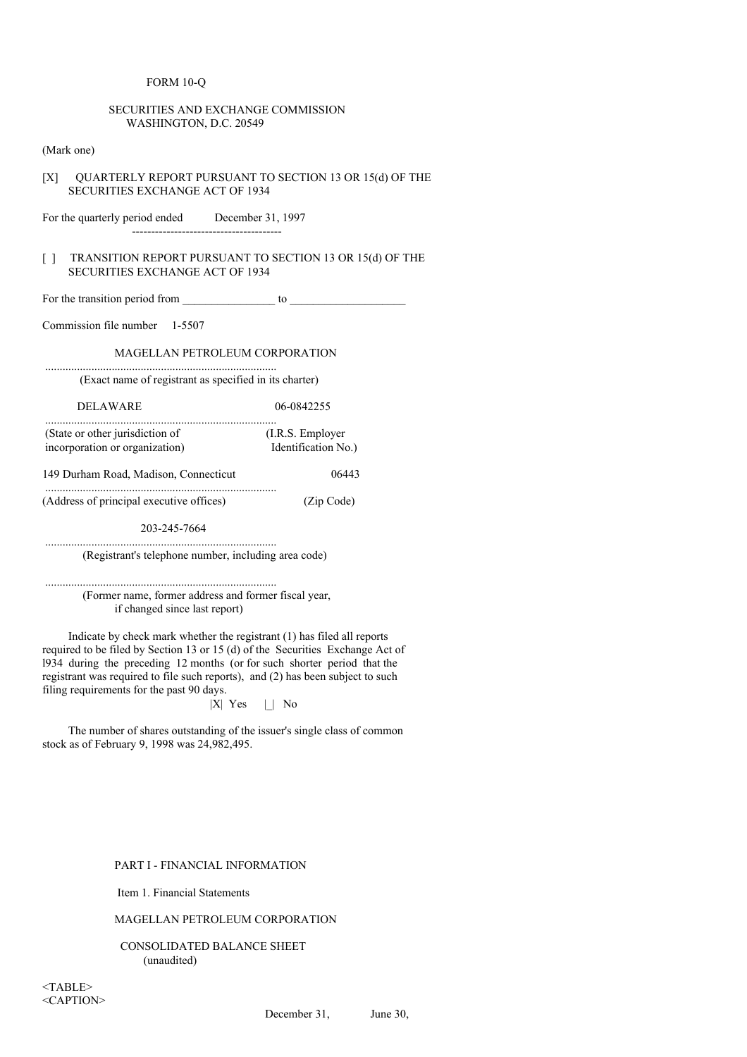FORM 10-Q

SECURITIES AND EXCHANGE COMMISSION
WASHINGTON, D.C. 20549

(Mark one)

[X] QUARTERLY REPORT PURSUANT TO SECTION 13 OR 15(d) OF THE SECURITIES EXCHANGE ACT OF 1934

For the quarterly period ended December 31, 1997

[ ] TRANSITION REPORT PURSUANT TO SECTION 13 OR 15(d) OF THE SECURITIES EXCHANGE ACT OF 1934

For the transition period from _______________ to ___________________

Commission file number 1-5507

MAGELLAN PETROLEUM CORPORATION

(Exact name of registrant as specified in its charter)

| DELAWARE | 06-0842255 |
|---|---|
| (State or other jurisdiction of incorporation or organization) | (I.R.S. Employer Identification No.) |

| 149 Durham Road, Madison, Connecticut | 06443 |
|---|---|
| (Address of principal executive offices) | (Zip Code) |

203-245-7664

(Registrant's telephone number, including area code)

(Former name, former address and former fiscal year, if changed since last report)

Indicate by check mark whether the registrant (1) has filed all reports required to be filed by Section 13 or 15 (d) of the Securities Exchange Act of l934 during the preceding 12 months (or for such shorter period that the registrant was required to file such reports), and (2) has been subject to such filing requirements for the past 90 days.

|X| Yes |_| No

The number of shares outstanding of the issuer's single class of common stock as of February 9, 1998 was 24,982,495.

PART I - FINANCIAL INFORMATION

Item 1. Financial Statements

MAGELLAN PETROLEUM CORPORATION

CONSOLIDATED BALANCE SHEET
(unaudited)

<TABLE>
<CAPTION>

December 31, June 30,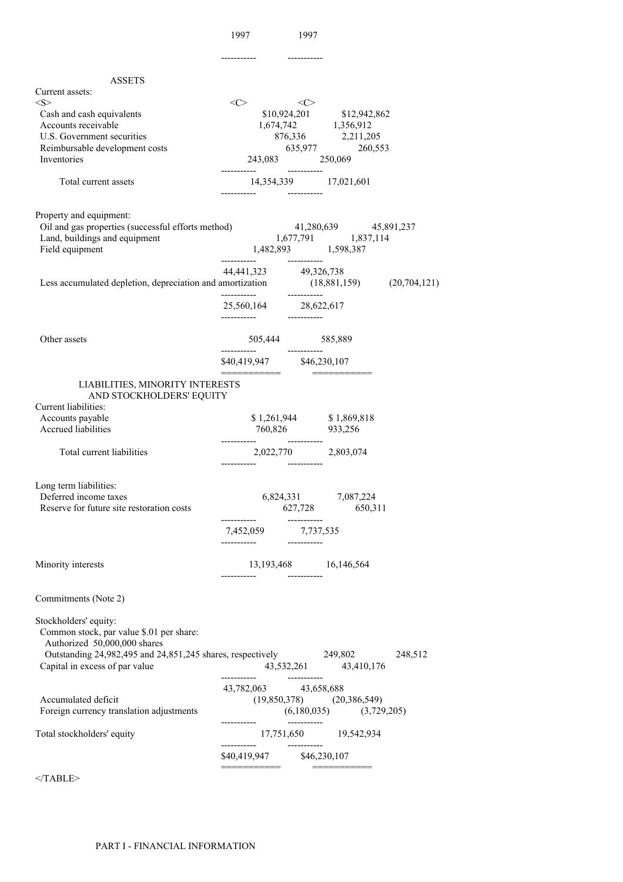| | 1997 | 1997 |
|---|---|---|
| **ASSETS** | | |
| Current assets: | | |
| Cash and cash equivalents | $10,924,201 | $12,942,862 |
| Accounts receivable | 1,674,742 | 1,356,912 |
| U.S. Government securities | 876,336 | 2,211,205 |
| Reimbursable development costs | 635,977 | 260,553 |
| Inventories | 243,083 | 250,069 |
| Total current assets | 14,354,339 | 17,021,601 |
| Property and equipment: | | |
| Oil and gas properties (successful efforts method) | 41,280,639 | 45,891,237 |
| Land, buildings and equipment | 1,677,791 | 1,837,114 |
| Field equipment | 1,482,893 | 1,598,387 |
| | 44,441,323 | 49,326,738 |
| Less accumulated depletion, depreciation and amortization | (18,881,159) | (20,704,121) |
| | 25,560,164 | 28,622,617 |
| Other assets | 505,444 | 585,889 |
| | $40,419,947 | $46,230,107 |
| **LIABILITIES, MINORITY INTERESTS AND STOCKHOLDERS' EQUITY** | | |
| Current liabilities: | | |
| Accounts payable | $ 1,261,944 | $ 1,869,818 |
| Accrued liabilities | 760,826 | 933,256 |
| Total current liabilities | 2,022,770 | 2,803,074 |
| Long term liabilities: | | |
| Deferred income taxes | 6,824,331 | 7,087,224 |
| Reserve for future site restoration costs | 627,728 | 650,311 |
| | 7,452,059 | 7,737,535 |
| Minority interests | 13,193,468 | 16,146,564 |
| Commitments (Note 2) | | |
| Stockholders' equity: | | |
| Common stock, par value $.01 per share: Authorized 50,000,000 shares Outstanding 24,982,495 and 24,851,245 shares, respectively | 249,802 | 248,512 |
| Capital in excess of par value | 43,532,261 | 43,410,176 |
| | 43,782,063 | 43,658,688 |
| Accumulated deficit | (19,850,378) | (20,386,549) |
| Foreign currency translation adjustments | (6,180,035) | (3,729,205) |
| Total stockholders' equity | 17,751,650 | 19,542,934 |
| | $40,419,947 | $46,230,107 |

PART I - FINANCIAL INFORMATION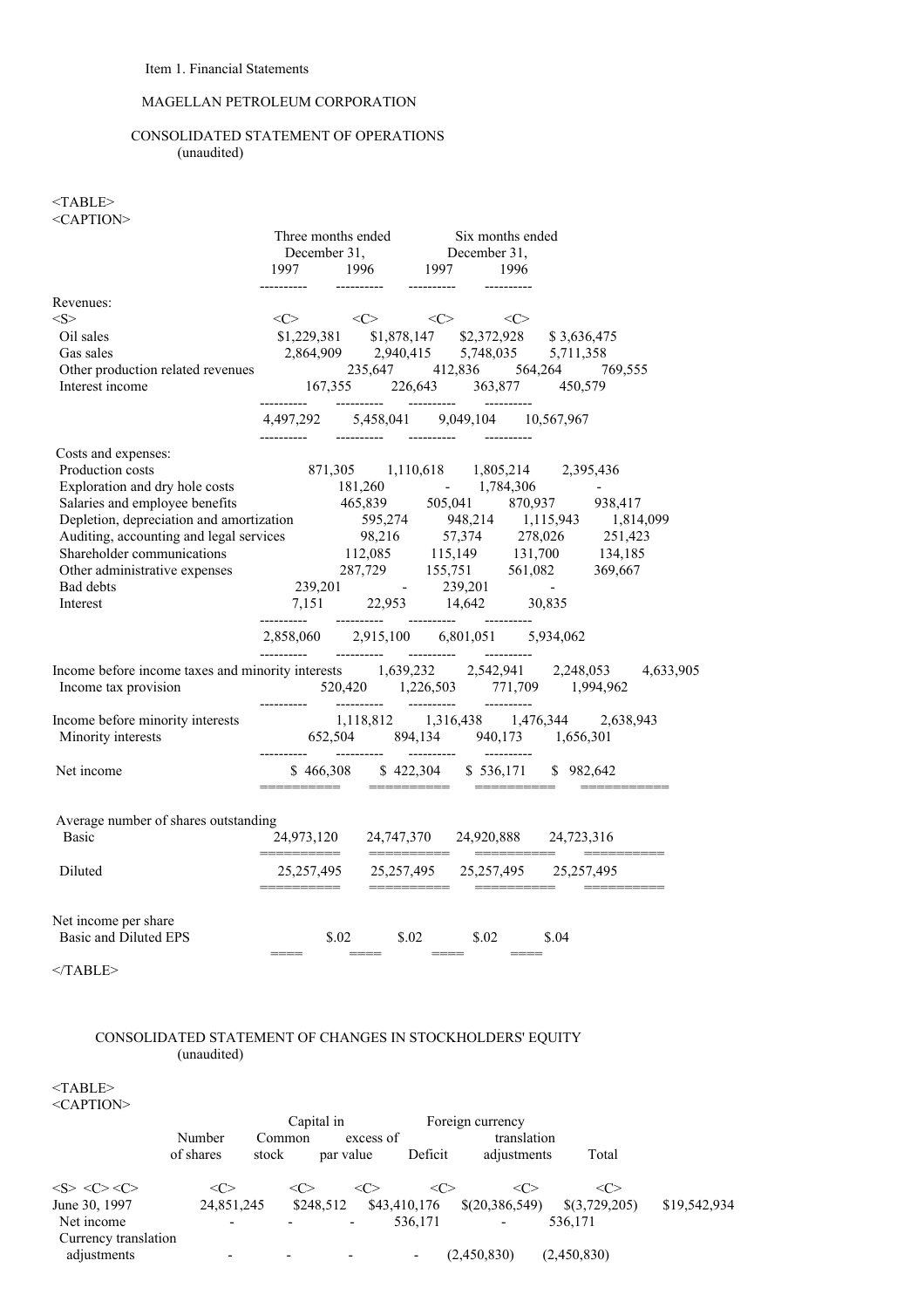Item 1. Financial Statements

MAGELLAN PETROLEUM CORPORATION

CONSOLIDATED STATEMENT OF OPERATIONS
(unaudited)

| | Three months ended December 31, 1997 | Three months ended December 31, 1996 | Six months ended December 31, 1997 | Six months ended December 31, 1996 |
|---|---|---|---|---|
| **Revenues:** | | | | |
| Oil sales | $1,229,381 | $1,878,147 | $2,372,928 | $ 3,636,475 |
| Gas sales | 2,864,909 | 2,940,415 | 5,748,035 | 5,711,358 |
| Other production related revenues | 235,647 | 412,836 | 564,264 | 769,555 |
| Interest income | 167,355 | 226,643 | 363,877 | 450,579 |
| | 4,497,292 | 5,458,041 | 9,049,104 | 10,567,967 |
| **Costs and expenses:** | | | | |
| Production costs | 871,305 | 1,110,618 | 1,805,214 | 2,395,436 |
| Exploration and dry hole costs | 181,260 | - | 1,784,306 | - |
| Salaries and employee benefits | 465,839 | 505,041 | 870,937 | 938,417 |
| Depletion, depreciation and amortization | 595,274 | 948,214 | 1,115,943 | 1,814,099 |
| Auditing, accounting and legal services | 98,216 | 57,374 | 278,026 | 251,423 |
| Shareholder communications | 112,085 | 115,149 | 131,700 | 134,185 |
| Other administrative expenses | 287,729 | 155,751 | 561,082 | 369,667 |
| Bad debts | 239,201 | - | 239,201 | - |
| Interest | 7,151 | 22,953 | 14,642 | 30,835 |
| | 2,858,060 | 2,915,100 | 6,801,051 | 5,934,062 |
| Income before income taxes and minority interests | 1,639,232 | 2,542,941 | 2,248,053 | 4,633,905 |
| Income tax provision | 520,420 | 1,226,503 | 771,709 | 1,994,962 |
| Income before minority interests | 1,118,812 | 1,316,438 | 1,476,344 | 2,638,943 |
| Minority interests | 652,504 | 894,134 | 940,173 | 1,656,301 |
| Net income | $ 466,308 | $ 422,304 | $ 536,171 | $ 982,642 |
| Average number of shares outstanding | | | | |
| Basic | 24,973,120 | 24,747,370 | 24,920,888 | 24,723,316 |
| Diluted | 25,257,495 | 25,257,495 | 25,257,495 | 25,257,495 |
| Net income per share | | | | |
| Basic and Diluted EPS | $.02 | $.02 | $.02 | $.04 |

CONSOLIDATED STATEMENT OF CHANGES IN STOCKHOLDERS' EQUITY
(unaudited)

| | Number of shares | Common stock | Capital in excess of par value | Deficit | Foreign currency translation adjustments | Total |
|---|---|---|---|---|---|---|
| June 30, 1997 | 24,851,245 | $248,512 | $43,410,176 | $(20,386,549) | $(3,729,205) | $19,542,934 |
| Net income | - | - | - | 536,171 | - | 536,171 |
| Currency translation adjustments | - | - | - | - | (2,450,830) | (2,450,830) |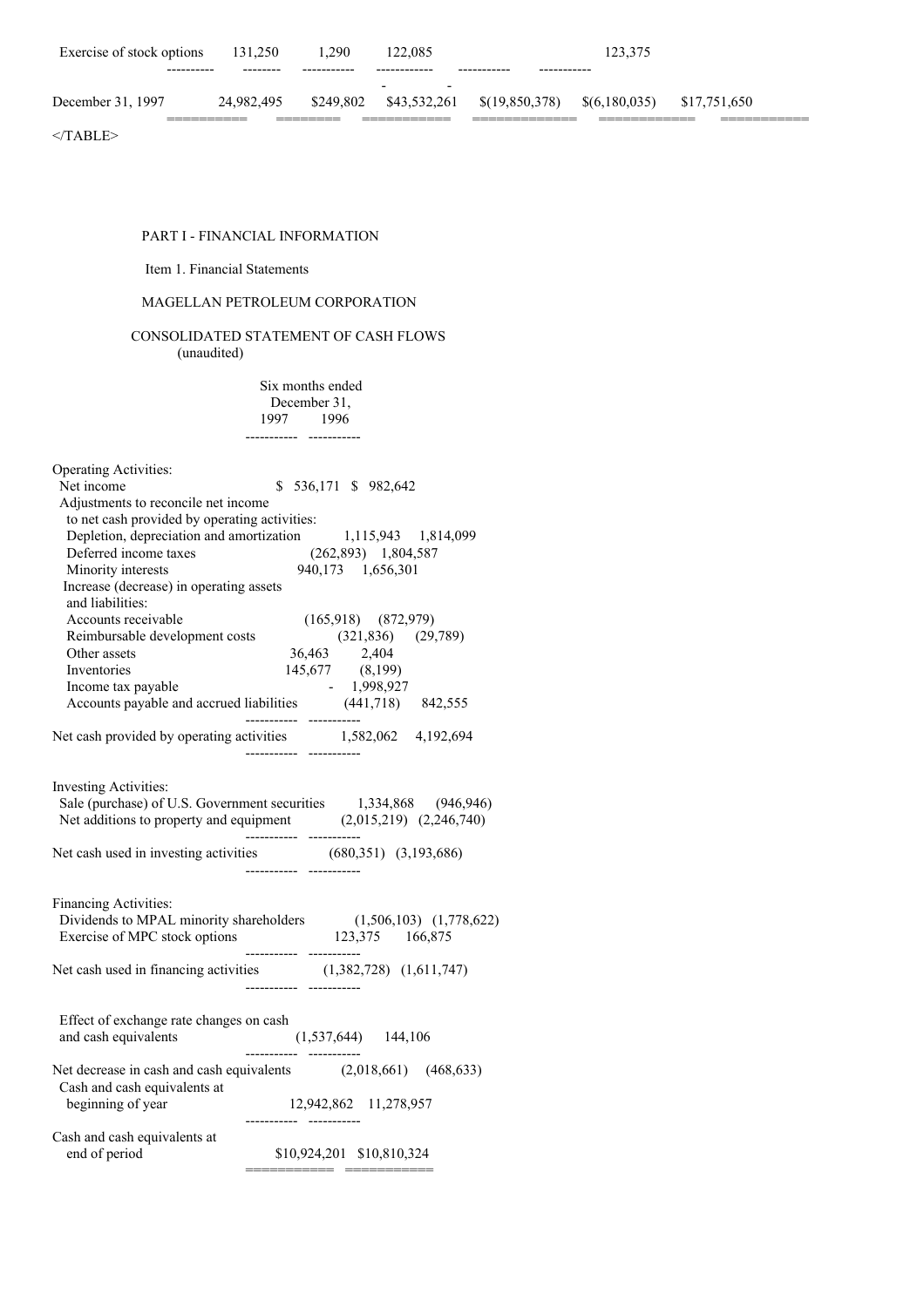| | | | | | | |
|---|---|---|---|---|---|---|
| Exercise of stock options | 131,250 | 1,290 | 122,085 | | | 123,375 |
| December 31, 1997 | 24,982,495 | $249,802 | $43,532,261 | $(19,850,378) | $(6,180,035) | $17,751,650 |

PART I - FINANCIAL INFORMATION

Item 1. Financial Statements

MAGELLAN PETROLEUM CORPORATION

CONSOLIDATED STATEMENT OF CASH FLOWS
(unaudited)

| | Six months ended December 31, 1997 | 1996 |
|---|---|---|
| **Operating Activities:** | | |
| Net income | $ 536,171 | $ 982,642 |
| Adjustments to reconcile net income to net cash provided by operating activities: | | |
| Depletion, depreciation and amortization | 1,115,943 | 1,814,099 |
| Deferred income taxes | (262,893) | 1,804,587 |
| Minority interests | 940,173 | 1,656,301 |
| Increase (decrease) in operating assets and liabilities: | | |
| Accounts receivable | (165,918) | (872,979) |
| Reimbursable development costs | (321,836) | (29,789) |
| Other assets | 36,463 | 2,404 |
| Inventories | 145,677 | (8,199) |
| Income tax payable | - | 1,998,927 |
| Accounts payable and accrued liabilities | (441,718) | 842,555 |
| Net cash provided by operating activities | 1,582,062 | 4,192,694 |
| **Investing Activities:** | | |
| Sale (purchase) of U.S. Government securities | 1,334,868 | (946,946) |
| Net additions to property and equipment | (2,015,219) | (2,246,740) |
| Net cash used in investing activities | (680,351) | (3,193,686) |
| **Financing Activities:** | | |
| Dividends to MPAL minority shareholders | (1,506,103) | (1,778,622) |
| Exercise of MPC stock options | 123,375 | 166,875 |
| Net cash used in financing activities | (1,382,728) | (1,611,747) |
| Effect of exchange rate changes on cash and cash equivalents | (1,537,644) | 144,106 |
| Net decrease in cash and cash equivalents | (2,018,661) | (468,633) |
| Cash and cash equivalents at beginning of year | 12,942,862 | 11,278,957 |
| Cash and cash equivalents at end of period | $10,924,201 | $10,810,324 |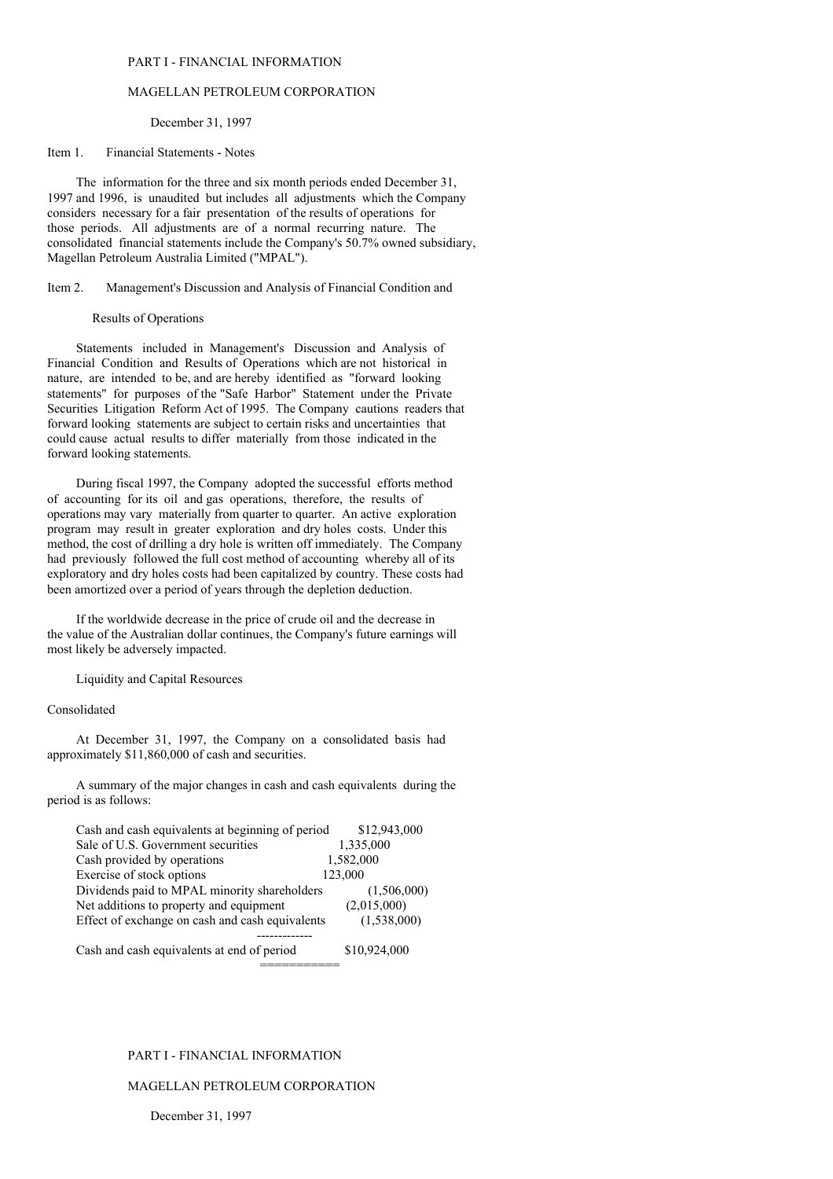PART I - FINANCIAL INFORMATION

MAGELLAN PETROLEUM CORPORATION

December 31, 1997

Item 1. Financial Statements - Notes

The information for the three and six month periods ended December 31, 1997 and 1996, is unaudited but includes all adjustments which the Company considers necessary for a fair presentation of the results of operations for those periods. All adjustments are of a normal recurring nature. The consolidated financial statements include the Company's 50.7% owned subsidiary, Magellan Petroleum Australia Limited ("MPAL").

Item 2. Management's Discussion and Analysis of Financial Condition and Results of Operations

Statements included in Management's Discussion and Analysis of Financial Condition and Results of Operations which are not historical in nature, are intended to be, and are hereby identified as "forward looking statements" for purposes of the "Safe Harbor" Statement under the Private Securities Litigation Reform Act of 1995. The Company cautions readers that forward looking statements are subject to certain risks and uncertainties that could cause actual results to differ materially from those indicated in the forward looking statements.

During fiscal 1997, the Company adopted the successful efforts method of accounting for its oil and gas operations, therefore, the results of operations may vary materially from quarter to quarter. An active exploration program may result in greater exploration and dry holes costs. Under this method, the cost of drilling a dry hole is written off immediately. The Company had previously followed the full cost method of accounting whereby all of its exploratory and dry holes costs had been capitalized by country. These costs had been amortized over a period of years through the depletion deduction.

If the worldwide decrease in the price of crude oil and the decrease in the value of the Australian dollar continues, the Company's future earnings will most likely be adversely impacted.

Liquidity and Capital Resources

Consolidated

At December 31, 1997, the Company on a consolidated basis had approximately $11,860,000 of cash and securities.

A summary of the major changes in cash and cash equivalents during the period is as follows:

| | |
|---|---|
| Cash and cash equivalents at beginning of period | $12,943,000 |
| Sale of U.S. Government securities | 1,335,000 |
| Cash provided by operations | 1,582,000 |
| Exercise of stock options | 123,000 |
| Dividends paid to MPAL minority shareholders | (1,506,000) |
| Net additions to property and equipment | (2,015,000) |
| Effect of exchange on cash and cash equivalents | (1,538,000) |
| Cash and cash equivalents at end of period | $10,924,000 |

PART I - FINANCIAL INFORMATION

MAGELLAN PETROLEUM CORPORATION

December 31, 1997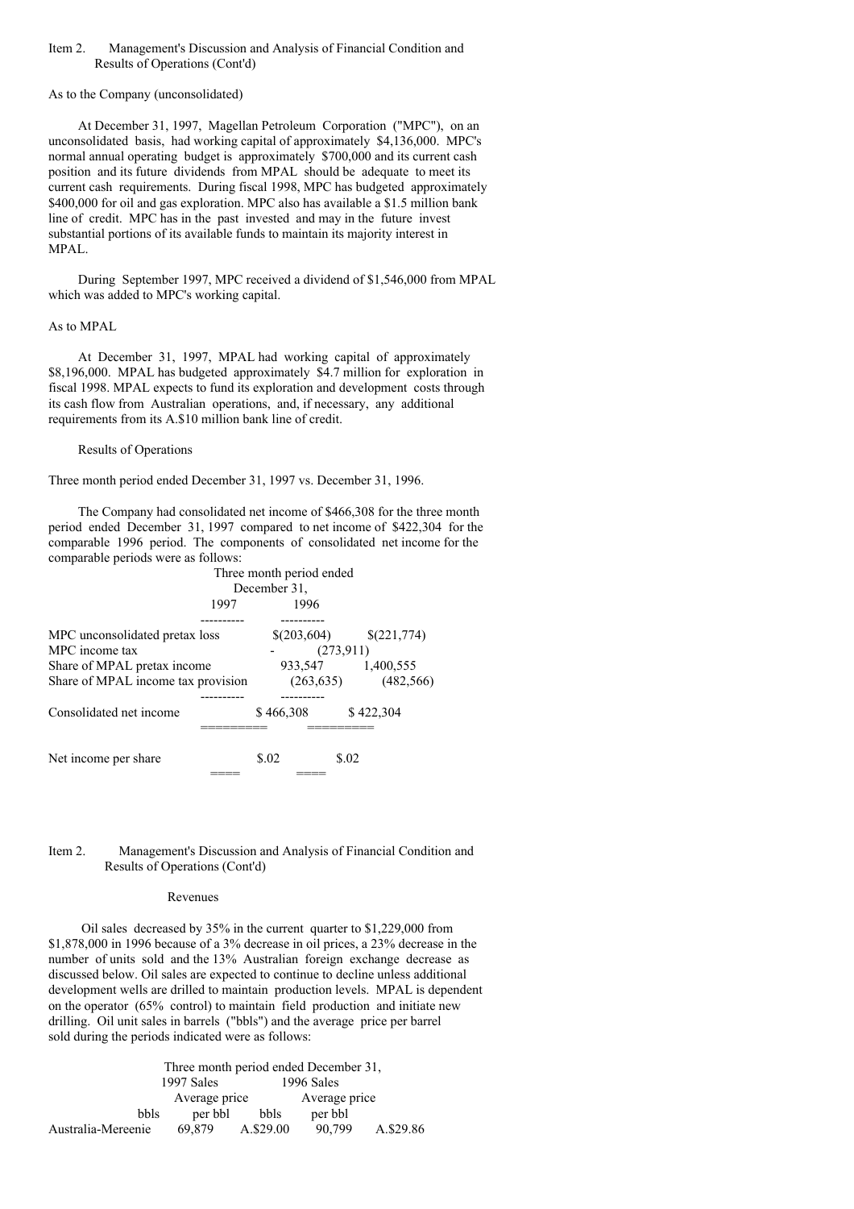Item 2. Management's Discussion and Analysis of Financial Condition and Results of Operations (Cont'd)

As to the Company (unconsolidated)

At December 31, 1997, Magellan Petroleum Corporation ("MPC"), on an unconsolidated basis, had working capital of approximately $4,136,000. MPC's normal annual operating budget is approximately $700,000 and its current cash position and its future dividends from MPAL should be adequate to meet its current cash requirements. During fiscal 1998, MPC has budgeted approximately $400,000 for oil and gas exploration. MPC also has available a $1.5 million bank line of credit. MPC has in the past invested and may in the future invest substantial portions of its available funds to maintain its majority interest in MPAL.

During September 1997, MPC received a dividend of $1,546,000 from MPAL which was added to MPC's working capital.

As to MPAL

At December 31, 1997, MPAL had working capital of approximately $8,196,000. MPAL has budgeted approximately $4.7 million for exploration in fiscal 1998. MPAL expects to fund its exploration and development costs through its cash flow from Australian operations, and, if necessary, any additional requirements from its A.$10 million bank line of credit.

Results of Operations

Three month period ended December 31, 1997 vs. December 31, 1996.

The Company had consolidated net income of $466,308 for the three month period ended December 31, 1997 compared to net income of $422,304 for the comparable 1996 period. The components of consolidated net income for the comparable periods were as follows:

| | Three month period ended December 31, | |
|---|---|---|
| | 1997 | 1996 |
| MPC unconsolidated pretax loss | $(203,604) | $(221,774) |
| MPC income tax | - | (273,911) |
| Share of MPAL pretax income | 933,547 | 1,400,555 |
| Share of MPAL income tax provision | (263,635) | (482,566) |
| Consolidated net income | $ 466,308 | $ 422,304 |
| Net income per share | $.02 | $.02 |

Item 2. Management's Discussion and Analysis of Financial Condition and Results of Operations (Cont'd)

Revenues

Oil sales decreased by 35% in the current quarter to $1,229,000 from $1,878,000 in 1996 because of a 3% decrease in oil prices, a 23% decrease in the number of units sold and the 13% Australian foreign exchange decrease as discussed below. Oil sales are expected to continue to decline unless additional development wells are drilled to maintain production levels. MPAL is dependent on the operator (65% control) to maintain field production and initiate new drilling. Oil unit sales in barrels ("bbls") and the average price per barrel sold during the periods indicated were as follows:

| | Three month period ended December 31, | | | |
|---|---|---|---|---|
| | 1997 Sales | | 1996 Sales | |
| | bbls | Average price per bbl | bbls | Average price per bbl |
| Australia-Mereenie | 69,879 | A.$29.00 | 90,799 | A.$29.86 |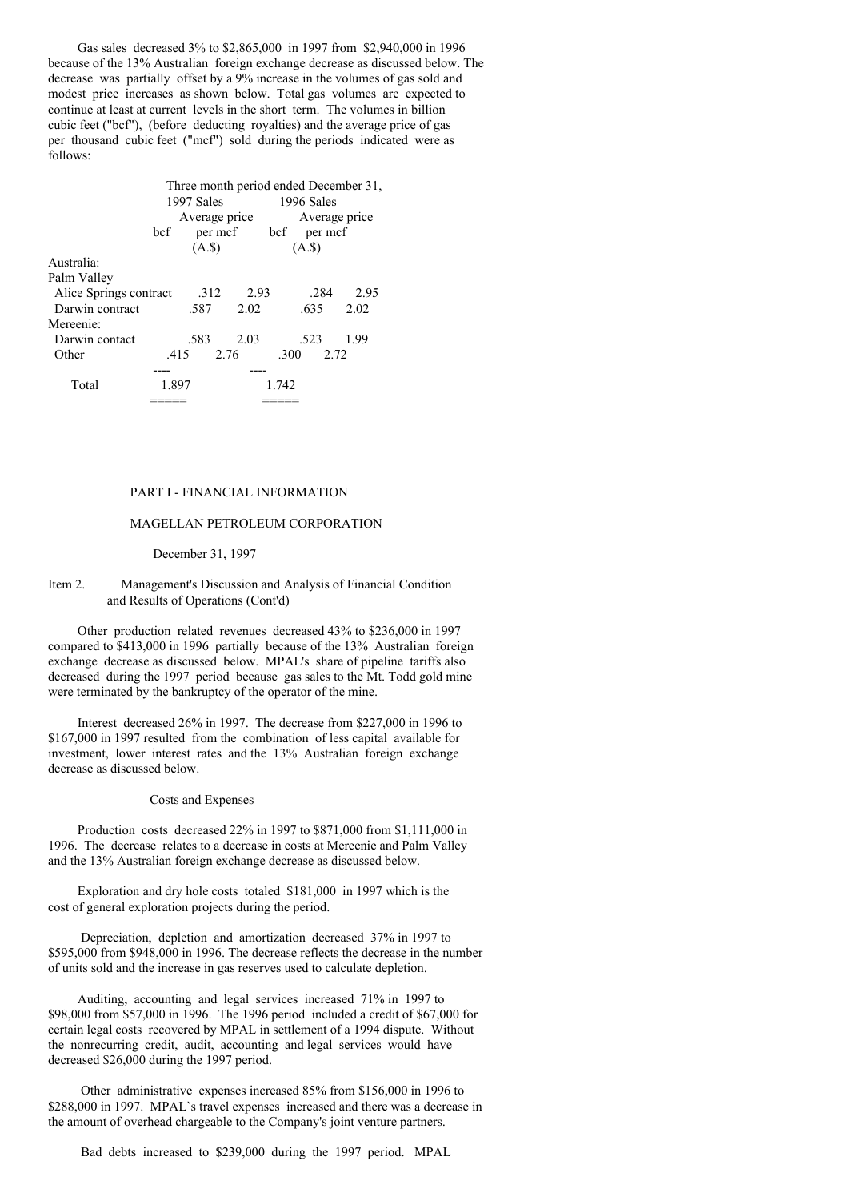Gas sales decreased 3% to $2,865,000 in 1997 from $2,940,000 in 1996 because of the 13% Australian foreign exchange decrease as discussed below. The decrease was partially offset by a 9% increase in the volumes of gas sold and modest price increases as shown below. Total gas volumes are expected to continue at least at current levels in the short term. The volumes in billion cubic feet ("bcf"), (before deducting royalties) and the average price of gas per thousand cubic feet ("mcf") sold during the periods indicated were as follows:

| | Three month period ended December 31, | | | |
|---|---|---|---|---|
| | 1997 Sales | | 1996 Sales | |
| | bcf | Average price per mcf (A.$) | bcf | Average price per mcf (A.$) |
| Australia: | | | | |
| Palm Valley | | | | |
| Alice Springs contract | .312 | 2.93 | .284 | 2.95 |
| Darwin contract | .587 | 2.02 | .635 | 2.02 |
| Mereenie: | | | | |
| Darwin contact | .583 | 2.03 | .523 | 1.99 |
| Other | .415 | 2.76 | .300 | 2.72 |
| Total | 1.897 | | 1.742 | |

PART I - FINANCIAL INFORMATION

MAGELLAN PETROLEUM CORPORATION

December 31, 1997

Item 2. Management's Discussion and Analysis of Financial Condition and Results of Operations (Cont'd)

Other production related revenues decreased 43% to $236,000 in 1997 compared to $413,000 in 1996 partially because of the 13% Australian foreign exchange decrease as discussed below. MPAL's share of pipeline tariffs also decreased during the 1997 period because gas sales to the Mt. Todd gold mine were terminated by the bankruptcy of the operator of the mine.

Interest decreased 26% in 1997. The decrease from $227,000 in 1996 to $167,000 in 1997 resulted from the combination of less capital available for investment, lower interest rates and the 13% Australian foreign exchange decrease as discussed below.

Costs and Expenses

Production costs decreased 22% in 1997 to $871,000 from $1,111,000 in 1996. The decrease relates to a decrease in costs at Mereenie and Palm Valley and the 13% Australian foreign exchange decrease as discussed below.

Exploration and dry hole costs totaled $181,000 in 1997 which is the cost of general exploration projects during the period.

Depreciation, depletion and amortization decreased 37% in 1997 to $595,000 from $948,000 in 1996. The decrease reflects the decrease in the number of units sold and the increase in gas reserves used to calculate depletion.

Auditing, accounting and legal services increased 71% in 1997 to $98,000 from $57,000 in 1996. The 1996 period included a credit of $67,000 for certain legal costs recovered by MPAL in settlement of a 1994 dispute. Without the nonrecurring credit, audit, accounting and legal services would have decreased $26,000 during the 1997 period.

Other administrative expenses increased 85% from $156,000 in 1996 to $288,000 in 1997. MPAL`s travel expenses increased and there was a decrease in the amount of overhead chargeable to the Company's joint venture partners.

Bad debts increased to $239,000 during the 1997 period. MPAL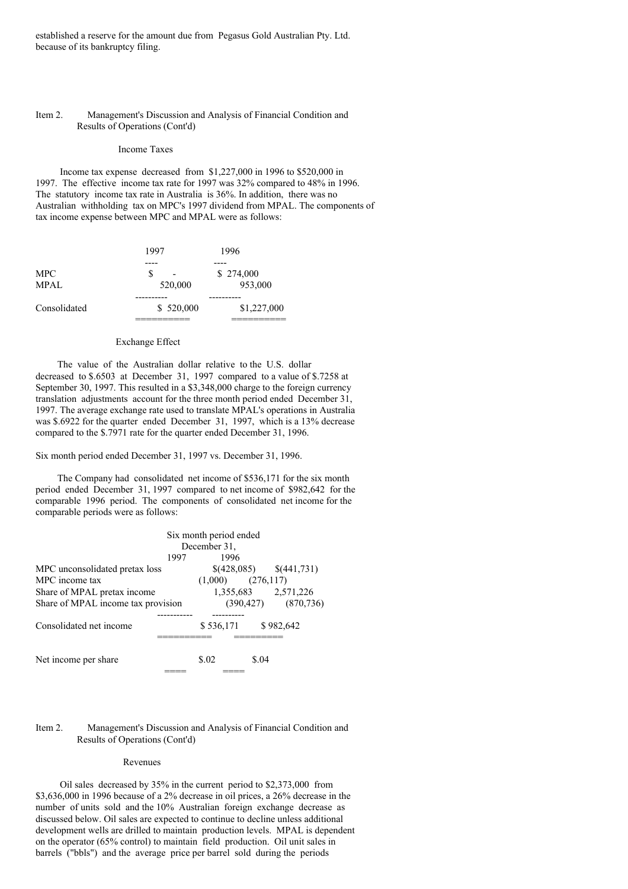established a reserve for the amount due from Pegasus Gold Australian Pty. Ltd. because of its bankruptcy filing.

Item 2. Management's Discussion and Analysis of Financial Condition and Results of Operations (Cont'd)

### Income Taxes

Income tax expense decreased from $1,227,000 in 1996 to $520,000 in 1997. The effective income tax rate for 1997 was 32% compared to 48% in 1996. The statutory income tax rate in Australia is 36%. In addition, there was no Australian withholding tax on MPC's 1997 dividend from MPAL. The components of tax income expense between MPC and MPAL were as follows:

| | 1997 | 1996 |
|---|---|---|
| MPC | $ - | $ 274,000 |
| MPAL | 520,000 | 953,000 |
| Consolidated | $ 520,000 | $1,227,000 |

### Exchange Effect

The value of the Australian dollar relative to the U.S. dollar decreased to $.6503 at December 31, 1997 compared to a value of $.7258 at September 30, 1997. This resulted in a $3,348,000 charge to the foreign currency translation adjustments account for the three month period ended December 31, 1997. The average exchange rate used to translate MPAL's operations in Australia was $.6922 for the quarter ended December 31, 1997, which is a 13% decrease compared to the $.7971 rate for the quarter ended December 31, 1996.

Six month period ended December 31, 1997 vs. December 31, 1996.

The Company had consolidated net income of $536,171 for the six month period ended December 31, 1997 compared to net income of $982,642 for the comparable 1996 period. The components of consolidated net income for the comparable periods were as follows:

| | Six month period ended December 31, 1997 | 1996 |
|---|---|---|
| MPC unconsolidated pretax loss | $(428,085) | $(441,731) |
| MPC income tax | (1,000) | (276,117) |
| Share of MPAL pretax income | 1,355,683 | 2,571,226 |
| Share of MPAL income tax provision | (390,427) | (870,736) |
| Consolidated net income | $ 536,171 | $ 982,642 |
| Net income per share | $.02 | $.04 |

Item 2. Management's Discussion and Analysis of Financial Condition and Results of Operations (Cont'd)

### Revenues

Oil sales decreased by 35% in the current period to $2,373,000 from $3,636,000 in 1996 because of a 2% decrease in oil prices, a 26% decrease in the number of units sold and the 10% Australian foreign exchange decrease as discussed below. Oil sales are expected to continue to decline unless additional development wells are drilled to maintain production levels. MPAL is dependent on the operator (65% control) to maintain field production. Oil unit sales in barrels ("bbls") and the average price per barrel sold during the periods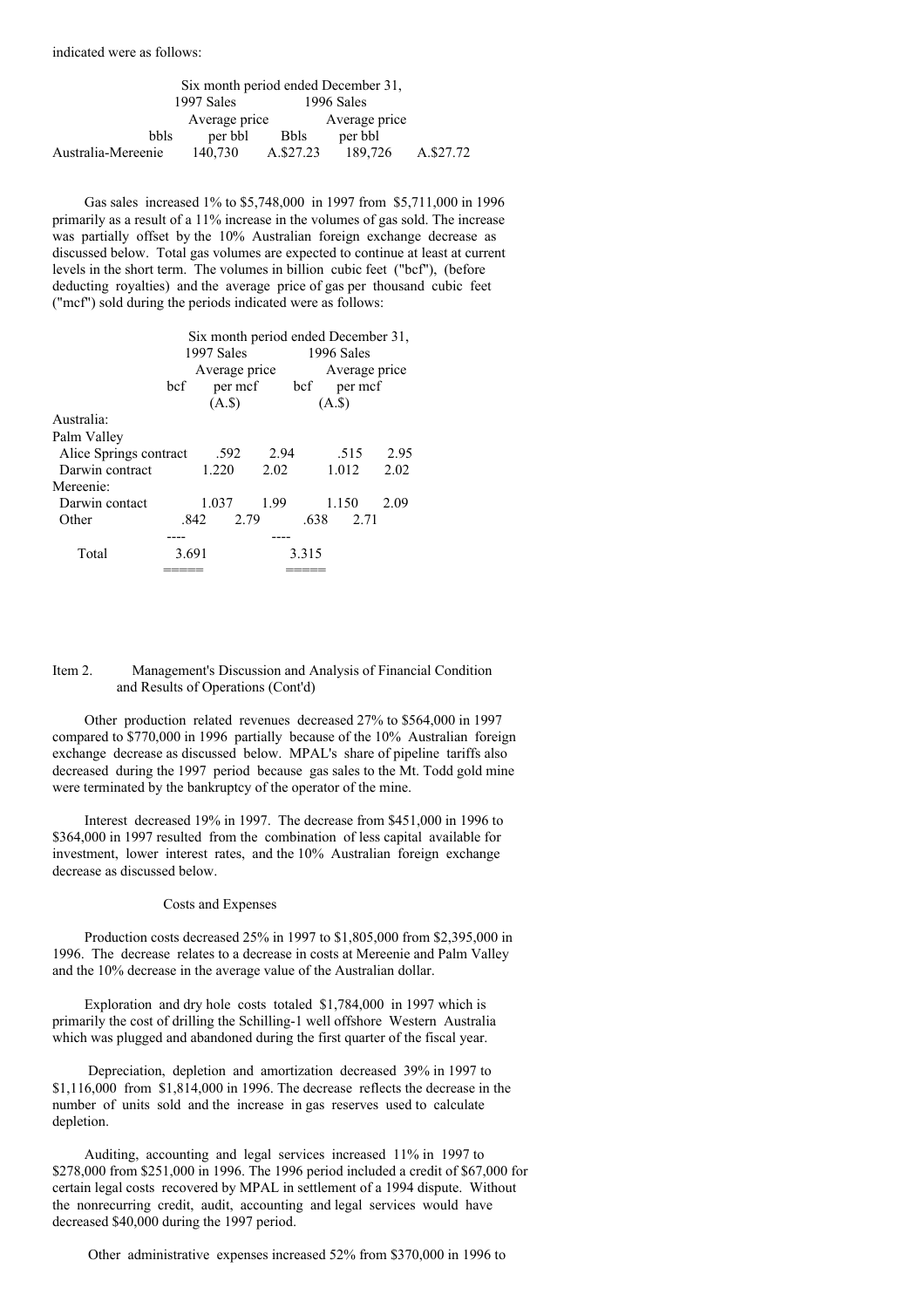indicated were as follows:

| | Six month period ended December 31, | | | |
|---|---|---|---|---|
| | 1997 Sales | | 1996 Sales | |
| | | Average price | | Average price |
| | bbls | per bbl | Bbls | per bbl |
| Australia-Mereenie | 140,730 | A.$27.23 | 189,726 | A.$27.72 |

Gas sales increased 1% to $5,748,000 in 1997 from $5,711,000 in 1996 primarily as a result of a 11% increase in the volumes of gas sold. The increase was partially offset by the 10% Australian foreign exchange decrease as discussed below. Total gas volumes are expected to continue at least at current levels in the short term. The volumes in billion cubic feet ("bcf"), (before deducting royalties) and the average price of gas per thousand cubic feet ("mcf") sold during the periods indicated were as follows:

| | Six month period ended December 31, | | | |
|---|---|---|---|---|
| | 1997 Sales | | 1996 Sales | |
| | | Average price | | Average price |
| | bcf | per mcf (A.$) | bcf | per mcf (A.$) |
| Australia: | | | | |
| Palm Valley | | | | |
| Alice Springs contract | .592 | 2.94 | .515 | 2.95 |
| Darwin contract | 1.220 | 2.02 | 1.012 | 2.02 |
| Mereenie: | | | | |
| Darwin contact | 1.037 | 1.99 | 1.150 | 2.09 |
| Other | .842 | 2.79 | .638 | 2.71 |
| Total | 3.691 | | 3.315 | |

Item 2. Management's Discussion and Analysis of Financial Condition and Results of Operations (Cont'd)

Other production related revenues decreased 27% to $564,000 in 1997 compared to $770,000 in 1996 partially because of the 10% Australian foreign exchange decrease as discussed below. MPAL's share of pipeline tariffs also decreased during the 1997 period because gas sales to the Mt. Todd gold mine were terminated by the bankruptcy of the operator of the mine.

Interest decreased 19% in 1997. The decrease from $451,000 in 1996 to $364,000 in 1997 resulted from the combination of less capital available for investment, lower interest rates, and the 10% Australian foreign exchange decrease as discussed below.

Costs and Expenses

Production costs decreased 25% in 1997 to $1,805,000 from $2,395,000 in 1996. The decrease relates to a decrease in costs at Mereenie and Palm Valley and the 10% decrease in the average value of the Australian dollar.

Exploration and dry hole costs totaled $1,784,000 in 1997 which is primarily the cost of drilling the Schilling-1 well offshore Western Australia which was plugged and abandoned during the first quarter of the fiscal year.

Depreciation, depletion and amortization decreased 39% in 1997 to $1,116,000 from $1,814,000 in 1996. The decrease reflects the decrease in the number of units sold and the increase in gas reserves used to calculate depletion.

Auditing, accounting and legal services increased 11% in 1997 to $278,000 from $251,000 in 1996. The 1996 period included a credit of $67,000 for certain legal costs recovered by MPAL in settlement of a 1994 dispute. Without the nonrecurring credit, audit, accounting and legal services would have decreased $40,000 during the 1997 period.

Other administrative expenses increased 52% from $370,000 in 1996 to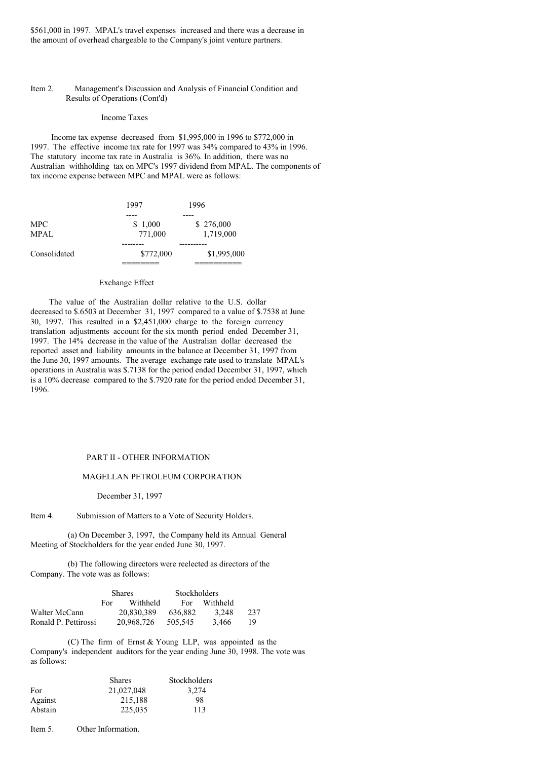$561,000 in 1997. MPAL's travel expenses increased and there was a decrease in the amount of overhead chargeable to the Company's joint venture partners.

Item 2. Management's Discussion and Analysis of Financial Condition and Results of Operations (Cont'd)

### Income Taxes

Income tax expense decreased from $1,995,000 in 1996 to $772,000 in 1997. The effective income tax rate for 1997 was 34% compared to 43% in 1996. The statutory income tax rate in Australia is 36%. In addition, there was no Australian withholding tax on MPC's 1997 dividend from MPAL. The components of tax income expense between MPC and MPAL were as follows:

| | 1997 | 1996 |
|---|---|---|
| MPC | $ 1,000 | $ 276,000 |
| MPAL | 771,000 | 1,719,000 |
| Consolidated | $772,000 | $1,995,000 |

### Exchange Effect

The value of the Australian dollar relative to the U.S. dollar decreased to $.6503 at December 31, 1997 compared to a value of $.7538 at June 30, 1997. This resulted in a $2,451,000 charge to the foreign currency translation adjustments account for the six month period ended December 31, 1997. The 14% decrease in the value of the Australian dollar decreased the reported asset and liability amounts in the balance at December 31, 1997 from the June 30, 1997 amounts. The average exchange rate used to translate MPAL's operations in Australia was $.7138 for the period ended December 31, 1997, which is a 10% decrease compared to the $.7920 rate for the period ended December 31, 1996.

## PART II - OTHER INFORMATION

## MAGELLAN PETROLEUM CORPORATION

December 31, 1997

Item 4. Submission of Matters to a Vote of Security Holders.

(a) On December 3, 1997, the Company held its Annual General Meeting of Stockholders for the year ended June 30, 1997.

(b) The following directors were reelected as directors of the Company. The vote was as follows:

| | Shares | | Stockholders | |
|---|---|---|---|---|
| | For | Withheld | For | Withheld |
| Walter McCann | 20,830,389 | 636,882 | 3,248 | 237 |
| Ronald P. Pettirossi | 20,968,726 | 505,545 | 3,466 | 19 |

(C) The firm of Ernst & Young LLP, was appointed as the Company's independent auditors for the year ending June 30, 1998. The vote was as follows:

| | Shares | Stockholders |
|---|---|---|
| For | 21,027,048 | 3,274 |
| Against | 215,188 | 98 |
| Abstain | 225,035 | 113 |

Item 5. Other Information.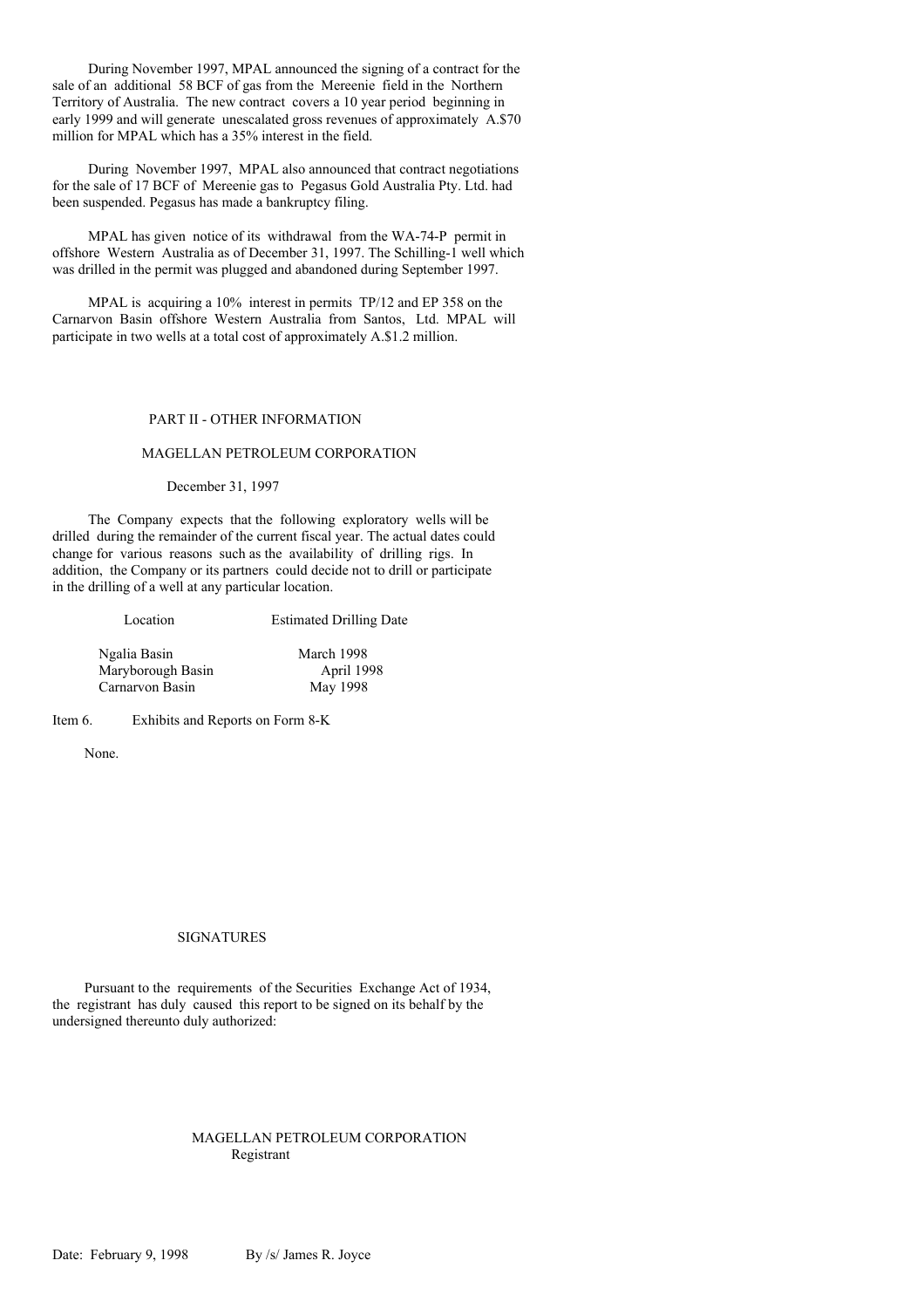During November 1997, MPAL announced the signing of a contract for the sale of an additional 58 BCF of gas from the Mereenie field in the Northern Territory of Australia. The new contract covers a 10 year period beginning in early 1999 and will generate unescalated gross revenues of approximately A.$70 million for MPAL which has a 35% interest in the field.

During November 1997, MPAL also announced that contract negotiations for the sale of 17 BCF of Mereenie gas to Pegasus Gold Australia Pty. Ltd. had been suspended. Pegasus has made a bankruptcy filing.

MPAL has given notice of its withdrawal from the WA-74-P permit in offshore Western Australia as of December 31, 1997. The Schilling-1 well which was drilled in the permit was plugged and abandoned during September 1997.

MPAL is acquiring a 10% interest in permits TP/12 and EP 358 on the Carnarvon Basin offshore Western Australia from Santos, Ltd. MPAL will participate in two wells at a total cost of approximately A.$1.2 million.

## PART II - OTHER INFORMATION

### MAGELLAN PETROLEUM CORPORATION

December 31, 1997

The Company expects that the following exploratory wells will be drilled during the remainder of the current fiscal year. The actual dates could change for various reasons such as the availability of drilling rigs. In addition, the Company or its partners could decide not to drill or participate in the drilling of a well at any particular location.

| Location | Estimated Drilling Date |
|---|---|
| Ngalia Basin | March 1998 |
| Maryborough Basin | April 1998 |
| Carnarvon Basin | May 1998 |

Item 6. Exhibits and Reports on Form 8-K

None.

### SIGNATURES

Pursuant to the requirements of the Securities Exchange Act of 1934, the registrant has duly caused this report to be signed on its behalf by the undersigned thereunto duly authorized:

MAGELLAN PETROLEUM CORPORATION
Registrant

Date: February 9, 1998 By /s/ James R. Joyce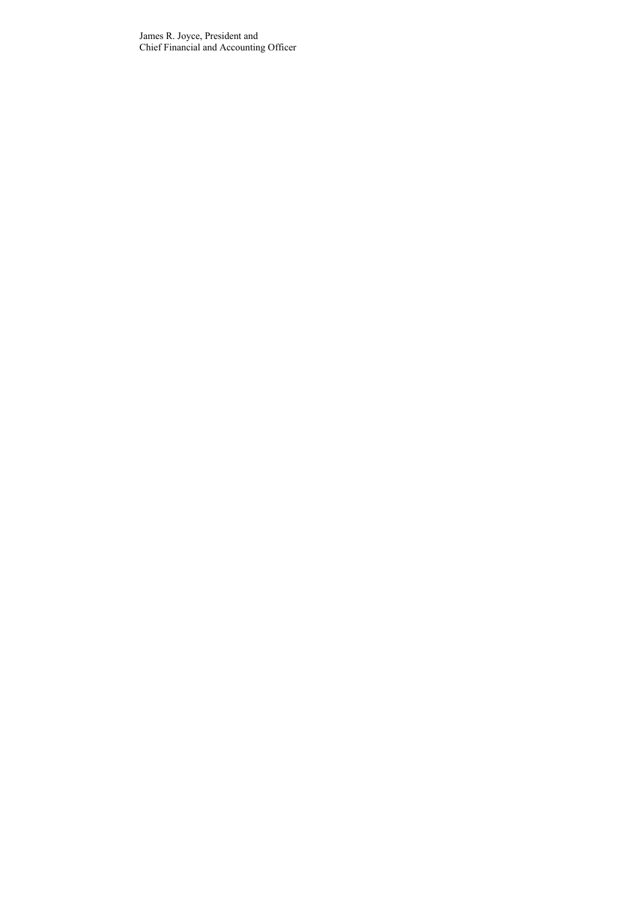James R. Joyce, President and
Chief Financial and Accounting Officer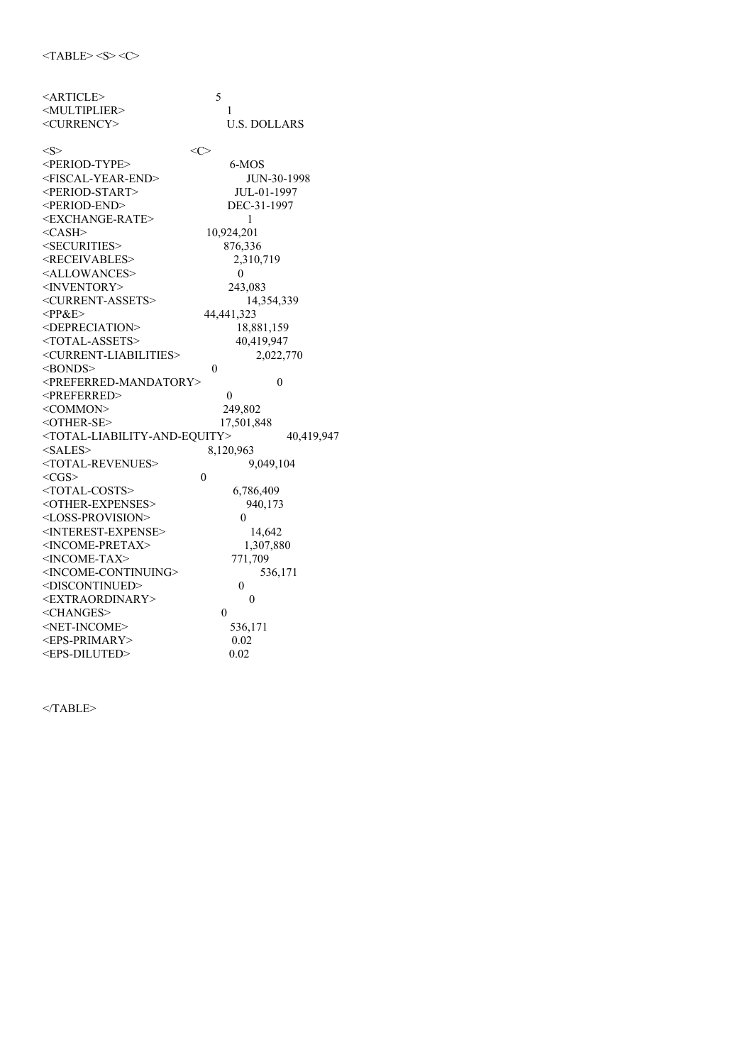<TABLE> <S> <C>

| | |
|---|---|
| <ARTICLE> | 5 |
| <MULTIPLIER> | 1 |
| <CURRENCY> | U.S. DOLLARS |

| <S> | <C> |
|---|---|
| <PERIOD-TYPE> | 6-MOS |
| <FISCAL-YEAR-END> | JUN-30-1998 |
| <PERIOD-START> | JUL-01-1997 |
| <PERIOD-END> | DEC-31-1997 |
| <EXCHANGE-RATE> | 1 |
| <CASH> | 10,924,201 |
| <SECURITIES> | 876,336 |
| <RECEIVABLES> | 2,310,719 |
| <ALLOWANCES> | 0 |
| <INVENTORY> | 243,083 |
| <CURRENT-ASSETS> | 14,354,339 |
| <PP&E> | 44,441,323 |
| <DEPRECIATION> | 18,881,159 |
| <TOTAL-ASSETS> | 40,419,947 |
| <CURRENT-LIABILITIES> | 2,022,770 |
| <BONDS> | 0 |
| <PREFERRED-MANDATORY> | 0 |
| <PREFERRED> | 0 |
| <COMMON> | 249,802 |
| <OTHER-SE> | 17,501,848 |
| <TOTAL-LIABILITY-AND-EQUITY> | 40,419,947 |
| <SALES> | 8,120,963 |
| <TOTAL-REVENUES> | 9,049,104 |
| <CGS> | 0 |
| <TOTAL-COSTS> | 6,786,409 |
| <OTHER-EXPENSES> | 940,173 |
| <LOSS-PROVISION> | 0 |
| <INTEREST-EXPENSE> | 14,642 |
| <INCOME-PRETAX> | 1,307,880 |
| <INCOME-TAX> | 771,709 |
| <INCOME-CONTINUING> | 536,171 |
| <DISCONTINUED> | 0 |
| <EXTRAORDINARY> | 0 |
| <CHANGES> | 0 |
| <NET-INCOME> | 536,171 |
| <EPS-PRIMARY> | 0.02 |
| <EPS-DILUTED> | 0.02 |

</TABLE>